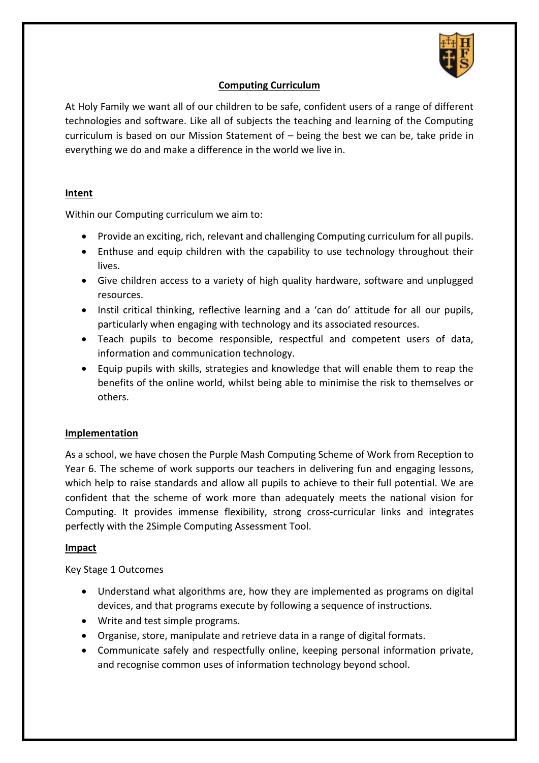# Computing Curriculum

At Holy Family we want all of our children to be safe, confident users of a range of different technologies and software. Like all of subjects the teaching and learning of the Computing curriculum is based on our Mission Statement of – being the best we can be, take pride in everything we do and make a difference in the world we live in.

## Intent

Within our Computing curriculum we aim to:

- Provide an exciting, rich, relevant and challenging Computing curriculum for all pupils.
- Enthuse and equip children with the capability to use technology throughout their lives.
- Give children access to a variety of high quality hardware, software and unplugged resources.
- Instil critical thinking, reflective learning and a 'can do' attitude for all our pupils, particularly when engaging with technology and its associated resources.
- Teach pupils to become responsible, respectful and competent users of data, information and communication technology.
- Equip pupils with skills, strategies and knowledge that will enable them to reap the benefits of the online world, whilst being able to minimise the risk to themselves or others.

## Implementation

As a school, we have chosen the Purple Mash Computing Scheme of Work from Reception to Year 6. The scheme of work supports our teachers in delivering fun and engaging lessons, which help to raise standards and allow all pupils to achieve to their full potential. We are confident that the scheme of work more than adequately meets the national vision for Computing. It provides immense flexibility, strong cross-curricular links and integrates perfectly with the 2Simple Computing Assessment Tool.

## Impact

Key Stage 1 Outcomes

- Understand what algorithms are, how they are implemented as programs on digital devices, and that programs execute by following a sequence of instructions.
- Write and test simple programs.
- Organise, store, manipulate and retrieve data in a range of digital formats.
- Communicate safely and respectfully online, keeping personal information private, and recognise common uses of information technology beyond school.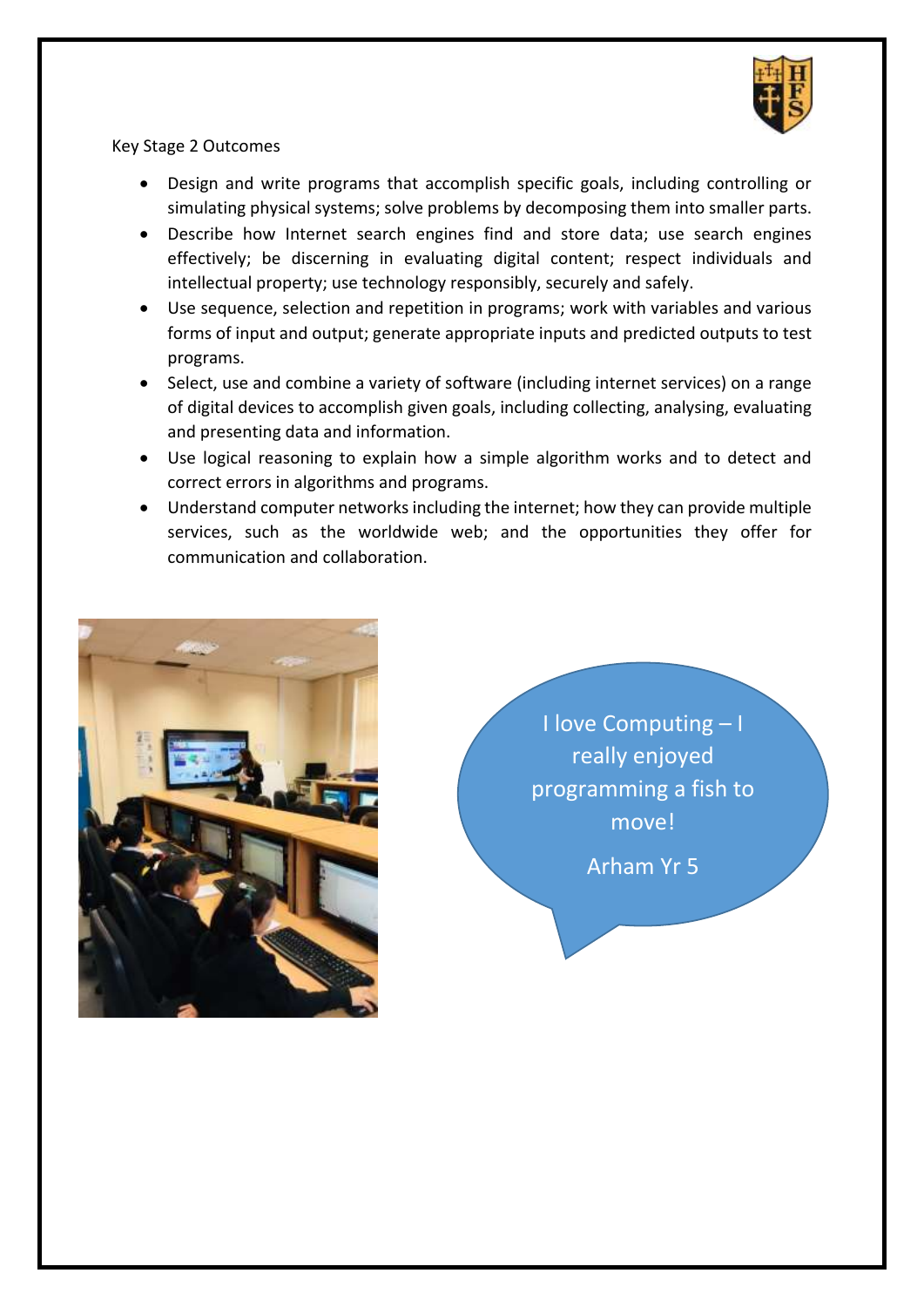Key Stage 2 Outcomes

- Design and write programs that accomplish specific goals, including controlling or simulating physical systems; solve problems by decomposing them into smaller parts.
- Describe how Internet search engines find and store data; use search engines effectively; be discerning in evaluating digital content; respect individuals and intellectual property; use technology responsibly, securely and safely.
- Use sequence, selection and repetition in programs; work with variables and various forms of input and output; generate appropriate inputs and predicted outputs to test programs.
- Select, use and combine a variety of software (including internet services) on a range of digital devices to accomplish given goals, including collecting, analysing, evaluating and presenting data and information.
- Use logical reasoning to explain how a simple algorithm works and to detect and correct errors in algorithms and programs.
- Understand computer networks including the internet; how they can provide multiple services, such as the worldwide web; and the opportunities they offer for communication and collaboration.

I love Computing – I really enjoyed programming a fish to move!

Arham Yr 5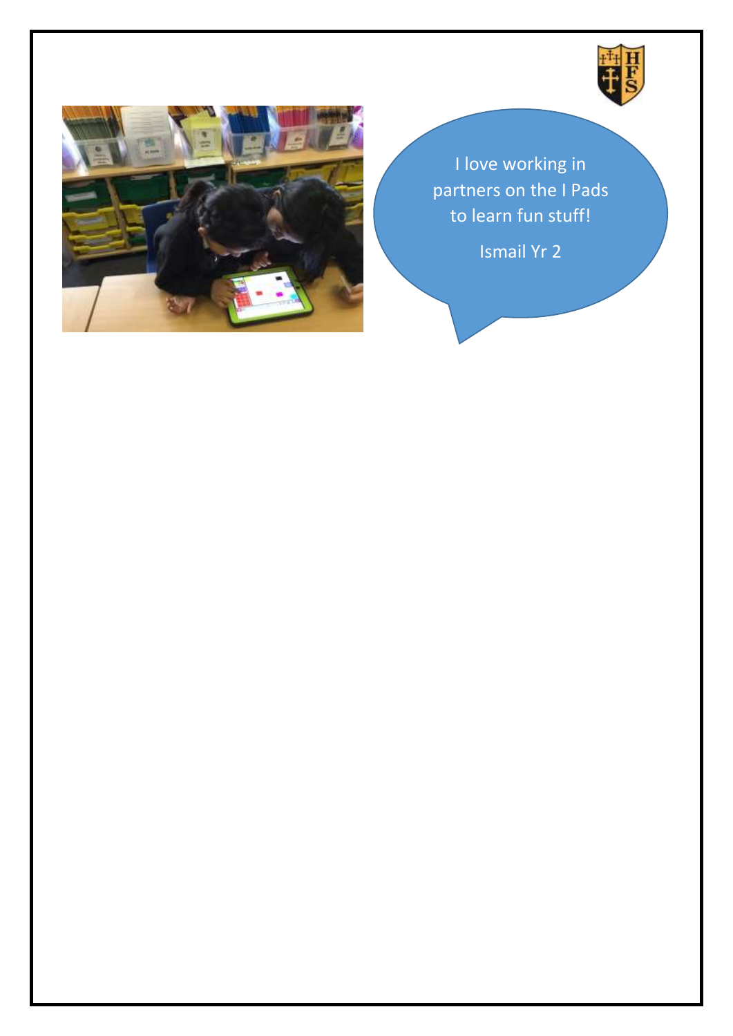I love working in partners on the I Pads to learn fun stuff!

Ismail Yr 2